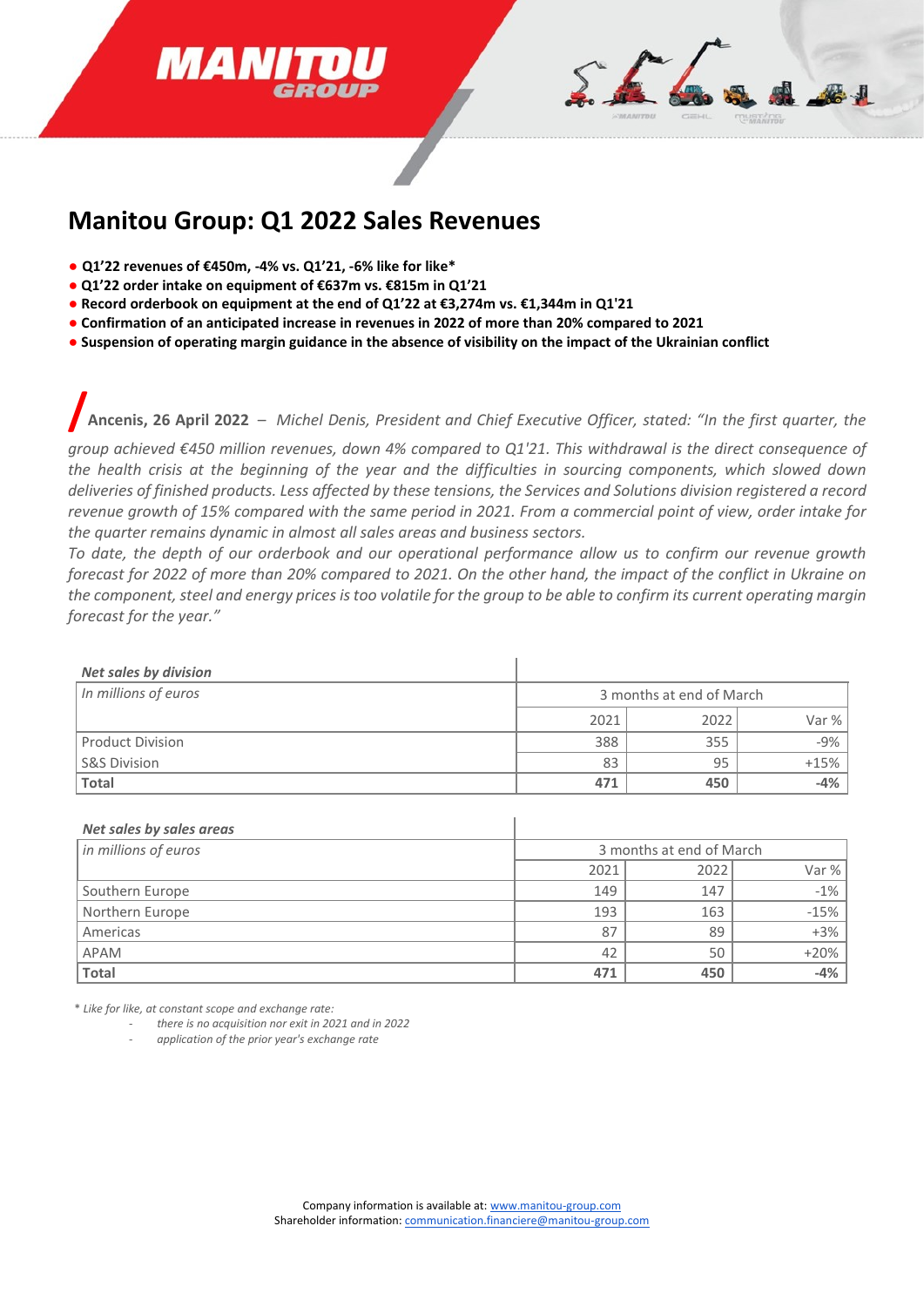# Manitou Group: Q1 2022 Sales Revenues

- **Q1'22 revenues of €450m, -4% vs. Q1'21, -6% like for like***
- **Q1'22 order intake on equipment of €637m vs. €815m in Q1'21**
- **Record orderbook on equipment at the end of Q1'22 at €3,274m vs. €1,344m in Q1'21**
- **Confirmation of an anticipated increase in revenues in 2022 of more than 20% compared to 2021**
- **Suspension of operating margin guidance in the absence of visibility on the impact of the Ukrainian conflict**

**Ancenis, 26 April 2022** – *Michel Denis, President and Chief Executive Officer, stated: "In the first quarter, the group achieved €450 million revenues, down 4% compared to Q1'21. This withdrawal is the direct consequence of the health crisis at the beginning of the year and the difficulties in sourcing components, which slowed down deliveries of finished products. Less affected by these tensions, the Services and Solutions division registered a record revenue growth of 15% compared with the same period in 2021. From a commercial point of view, order intake for the quarter remains dynamic in almost all sales areas and business sectors.*

*To date, the depth of our orderbook and our operational performance allow us to confirm our revenue growth forecast for 2022 of more than 20% compared to 2021. On the other hand, the impact of the conflict in Ukraine on the component, steel and energy prices is too volatile for the group to be able to confirm its current operating margin forecast for the year."*

| ***Net sales by division*** | | | |
|---|---|---|---|
| *In millions of euros* | 3 months at end of March | | |
| | 2021 | 2022 | Var % |
| Product Division | 388 | 355 | -9% |
| S&S Division | 83 | 95 | +15% |
| **Total** | **471** | **450** | **-4%** |

| ***Net sales by sales areas*** | | | |
|---|---|---|---|
| *in millions of euros* | 3 months at end of March | | |
| | 2021 | 2022 | Var % |
| Southern Europe | 149 | 147 | -1% |
| Northern Europe | 193 | 163 | -15% |
| Americas | 87 | 89 | +3% |
| APAM | 42 | 50 | +20% |
| **Total** | **471** | **450** | **-4%** |

*\* Like for like, at constant scope and exchange rate:*

- *there is no acquisition nor exit in 2021 and in 2022*
- *application of the prior year's exchange rate*

Company information is available at: www.manitou-group.com
Shareholder information: communication.financiere@manitou-group.com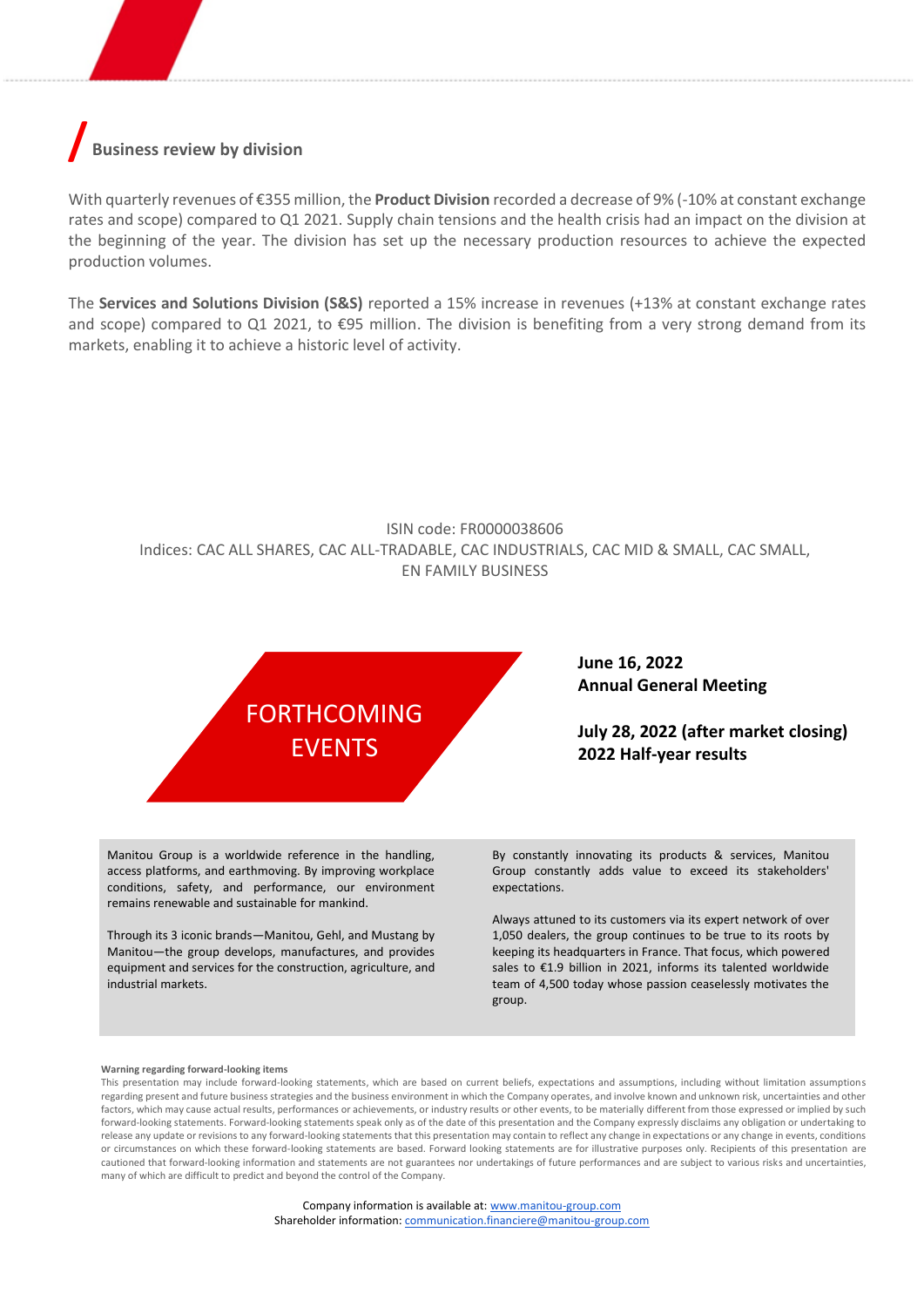## Business review by division

With quarterly revenues of €355 million, the **Product Division** recorded a decrease of 9% (-10% at constant exchange rates and scope) compared to Q1 2021. Supply chain tensions and the health crisis had an impact on the division at the beginning of the year. The division has set up the necessary production resources to achieve the expected production volumes.

The **Services and Solutions Division (S&S)** reported a 15% increase in revenues (+13% at constant exchange rates and scope) compared to Q1 2021, to €95 million. The division is benefiting from a very strong demand from its markets, enabling it to achieve a historic level of activity.

ISIN code: FR0000038606
Indices: CAC ALL SHARES, CAC ALL-TRADABLE, CAC INDUSTRIALS, CAC MID & SMALL, CAC SMALL, EN FAMILY BUSINESS

FORTHCOMING EVENTS

**June 16, 2022**
**Annual General Meeting**

**July 28, 2022 (after market closing)**
**2022 Half-year results**

Manitou Group is a worldwide reference in the handling, access platforms, and earthmoving. By improving workplace conditions, safety, and performance, our environment remains renewable and sustainable for mankind.

Through its 3 iconic brands—Manitou, Gehl, and Mustang by Manitou—the group develops, manufactures, and provides equipment and services for the construction, agriculture, and industrial markets.

By constantly innovating its products & services, Manitou Group constantly adds value to exceed its stakeholders' expectations.

Always attuned to its customers via its expert network of over 1,050 dealers, the group continues to be true to its roots by keeping its headquarters in France. That focus, which powered sales to €1.9 billion in 2021, informs its talented worldwide team of 4,500 today whose passion ceaselessly motivates the group.

**Warning regarding forward-looking items**

This presentation may include forward-looking statements, which are based on current beliefs, expectations and assumptions, including without limitation assumptions regarding present and future business strategies and the business environment in which the Company operates, and involve known and unknown risk, uncertainties and other factors, which may cause actual results, performances or achievements, or industry results or other events, to be materially different from those expressed or implied by such forward-looking statements. Forward-looking statements speak only as of the date of this presentation and the Company expressly disclaims any obligation or undertaking to release any update or revisions to any forward-looking statements that this presentation may contain to reflect any change in expectations or any change in events, conditions or circumstances on which these forward-looking statements are based. Forward looking statements are for illustrative purposes only. Recipients of this presentation are cautioned that forward-looking information and statements are not guarantees nor undertakings of future performances and are subject to various risks and uncertainties, many of which are difficult to predict and beyond the control of the Company.

Company information is available at: www.manitou-group.com
Shareholder information: communication.financiere@manitou-group.com